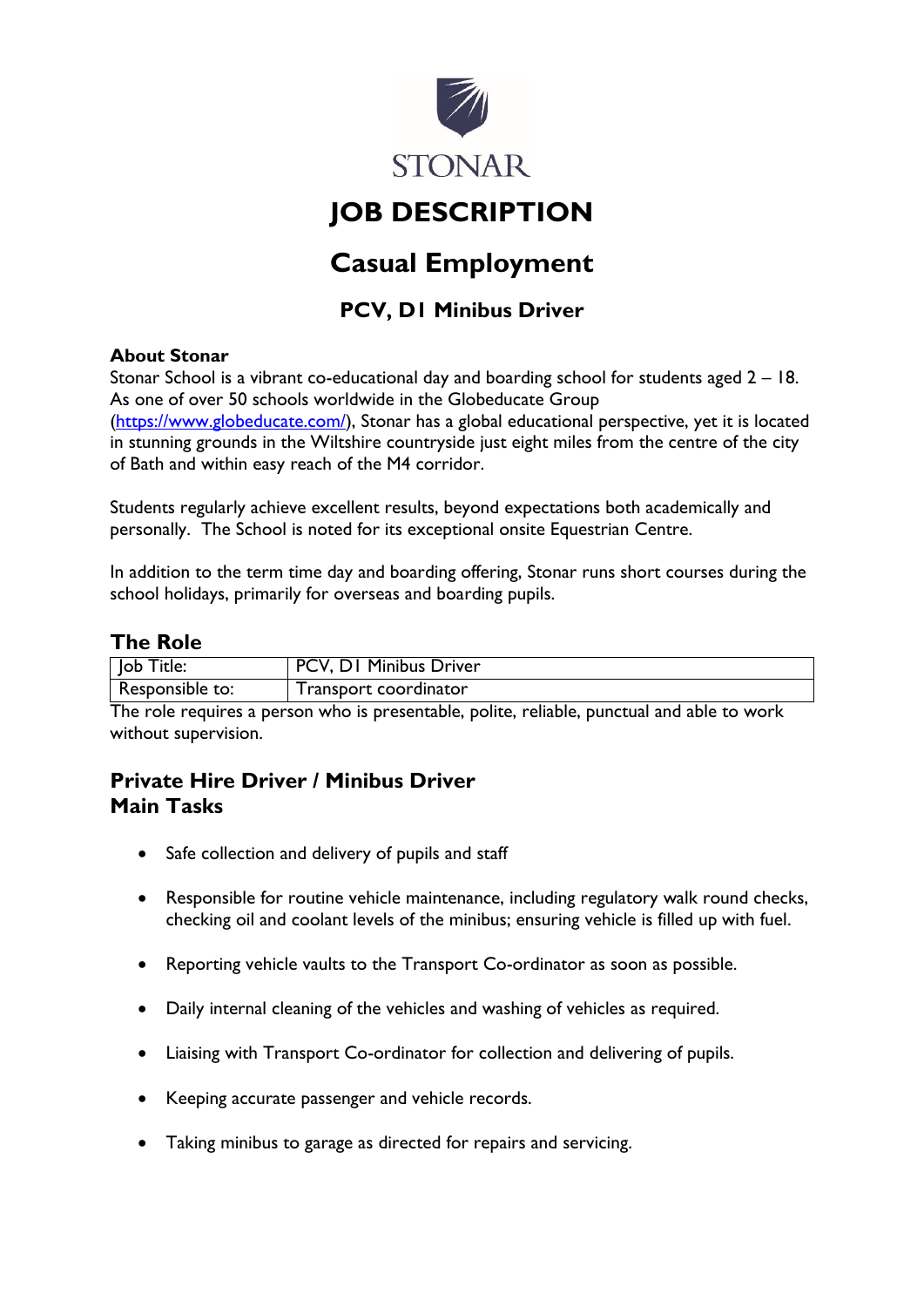STONAR

# JOB DESCRIPTION

# Casual Employment

### PCV, D1 Minibus Driver

**About Stonar**

Stonar School is a vibrant co-educational day and boarding school for students aged 2 – 18. As one of over 50 schools worldwide in the Globeducate Group (https://www.globeducate.com/), Stonar has a global educational perspective, yet it is located in stunning grounds in the Wiltshire countryside just eight miles from the centre of the city of Bath and within easy reach of the M4 corridor.

Students regularly achieve excellent results, beyond expectations both academically and personally. The School is noted for its exceptional onsite Equestrian Centre.

In addition to the term time day and boarding offering, Stonar runs short courses during the school holidays, primarily for overseas and boarding pupils.

## The Role

| Job Title: | PCV, D1 Minibus Driver |
| --- | --- |
| Responsible to: | Transport coordinator |

The role requires a person who is presentable, polite, reliable, punctual and able to work without supervision.

## Private Hire Driver / Minibus Driver
## Main Tasks

- Safe collection and delivery of pupils and staff
- Responsible for routine vehicle maintenance, including regulatory walk round checks, checking oil and coolant levels of the minibus; ensuring vehicle is filled up with fuel.
- Reporting vehicle vaults to the Transport Co-ordinator as soon as possible.
- Daily internal cleaning of the vehicles and washing of vehicles as required.
- Liaising with Transport Co-ordinator for collection and delivering of pupils.
- Keeping accurate passenger and vehicle records.
- Taking minibus to garage as directed for repairs and servicing.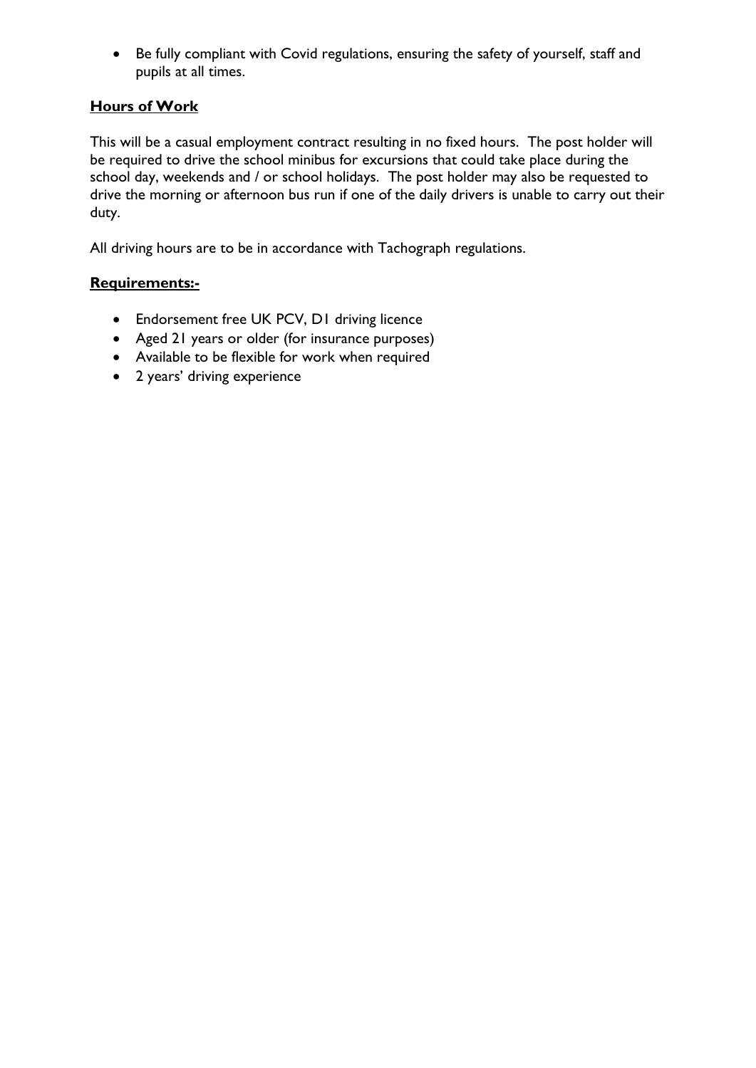- Be fully compliant with Covid regulations, ensuring the safety of yourself, staff and pupils at all times.

**Hours of Work**

This will be a casual employment contract resulting in no fixed hours. The post holder will be required to drive the school minibus for excursions that could take place during the school day, weekends and / or school holidays. The post holder may also be requested to drive the morning or afternoon bus run if one of the daily drivers is unable to carry out their duty.

All driving hours are to be in accordance with Tachograph regulations.

**Requirements:-**

- Endorsement free UK PCV, D1 driving licence
- Aged 21 years or older (for insurance purposes)
- Available to be flexible for work when required
- 2 years' driving experience